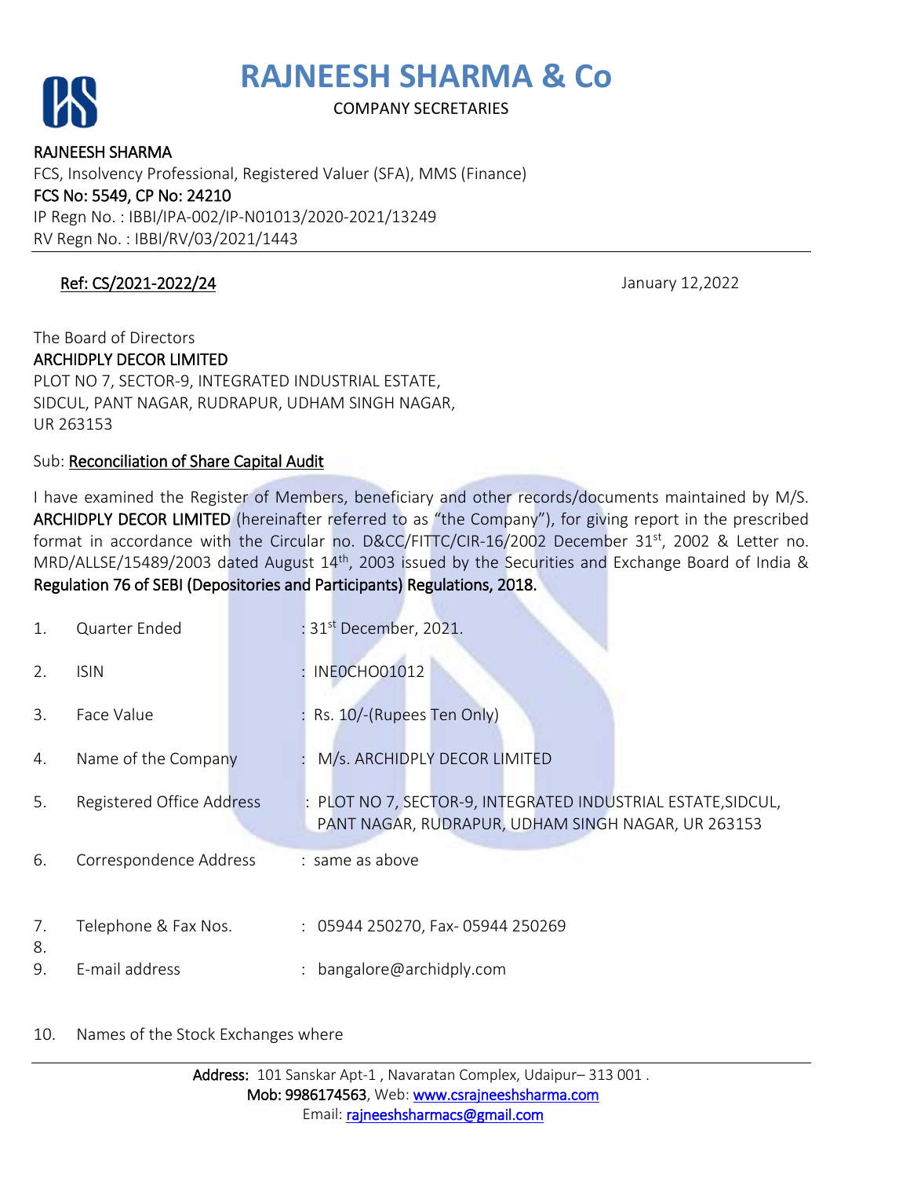# RAJNEESH SHARMA & Co

COMPANY SECRETARIES

RAJNEESH SHARMA
FCS, Insolvency Professional, Registered Valuer (SFA), MMS (Finance)
FCS No: 5549, CP No: 24210
IP Regn No. : IBBI/IPA-002/IP-N01013/2020-2021/13249
RV Regn No. : IBBI/RV/03/2021/1443

Ref: CS/2021-2022/24 January 12,2022

The Board of Directors
ARCHIDPLY DECOR LIMITED
PLOT NO 7, SECTOR-9, INTEGRATED INDUSTRIAL ESTATE,
SIDCUL, PANT NAGAR, RUDRAPUR, UDHAM SINGH NAGAR,
UR 263153

Sub: Reconciliation of Share Capital Audit

I have examined the Register of Members, beneficiary and other records/documents maintained by M/S. **ARCHIDPLY DECOR LIMITED** (hereinafter referred to as "the Company"), for giving report in the prescribed format in accordance with the Circular no. D&CC/FITTC/CIR-16/2002 December 31st, 2002 & Letter no. MRD/ALLSE/15489/2003 dated August 14th, 2003 issued by the Securities and Exchange Board of India & **Regulation 76 of SEBI (Depositories and Participants) Regulations, 2018.**

1. Quarter Ended : 31st December, 2021.
2. ISIN : INE0CHO01012
3. Face Value : Rs. 10/-(Rupees Ten Only)
4. Name of the Company : M/s. ARCHIDPLY DECOR LIMITED
5. Registered Office Address : PLOT NO 7, SECTOR-9, INTEGRATED INDUSTRIAL ESTATE,SIDCUL, PANT NAGAR, RUDRAPUR, UDHAM SINGH NAGAR, UR 263153
6. Correspondence Address : same as above
7. Telephone & Fax Nos. : 05944 250270, Fax- 05944 250269
8.
9. E-mail address : bangalore@archidply.com
10. Names of the Stock Exchanges where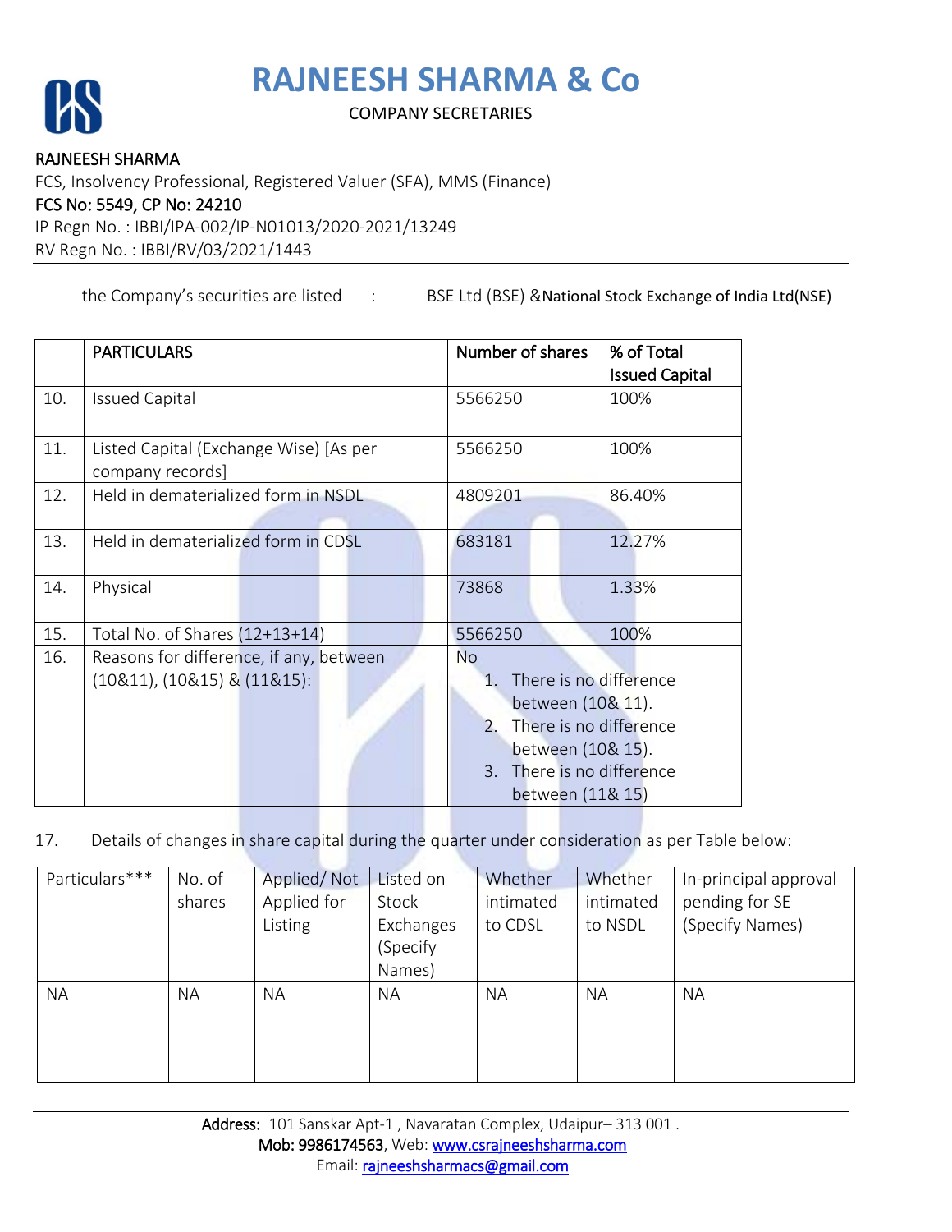# RAJNEESH SHARMA & Co

COMPANY SECRETARIES

**RAJNEESH SHARMA**

FCS, Insolvency Professional, Registered Valuer (SFA), MMS (Finance)

FCS No: 5549, CP No: 24210

IP Regn No. : IBBI/IPA-002/IP-N01013/2020-2021/13249

RV Regn No. : IBBI/RV/03/2021/1443

the Company's securities are listed : BSE Ltd (BSE) &National Stock Exchange of India Ltd(NSE)

| | PARTICULARS | Number of shares | % of Total Issued Capital |
|---|---|---|---|
| 10. | Issued Capital | 5566250 | 100% |
| 11. | Listed Capital (Exchange Wise) [As per company records] | 5566250 | 100% |
| 12. | Held in dematerialized form in NSDL | 4809201 | 86.40% |
| 13. | Held in dematerialized form in CDSL | 683181 | 12.27% |
| 14. | Physical | 73868 | 1.33% |
| 15. | Total No. of Shares (12+13+14) | 5566250 | 100% |
| 16. | Reasons for difference, if any, between (10&11), (10&15) & (11&15): | No<br>1. There is no difference between (10& 11).<br>2. There is no difference between (10& 15).<br>3. There is no difference between (11& 15) | |

17. Details of changes in share capital during the quarter under consideration as per Table below:

| Particulars*** | No. of shares | Applied/ Not Applied for Listing | Listed on Stock Exchanges (Specify Names) | Whether intimated to CDSL | Whether intimated to NSDL | In-principal approval pending for SE (Specify Names) |
|---|---|---|---|---|---|---|
| NA | NA | NA | NA | NA | NA | NA |

**Address:** 101 Sanskar Apt-1 , Navaratan Complex, Udaipur– 313 001 .
**Mob: 9986174563**, Web: www.csrajneeshsharma.com
Email: rajneeshsharmacs@gmail.com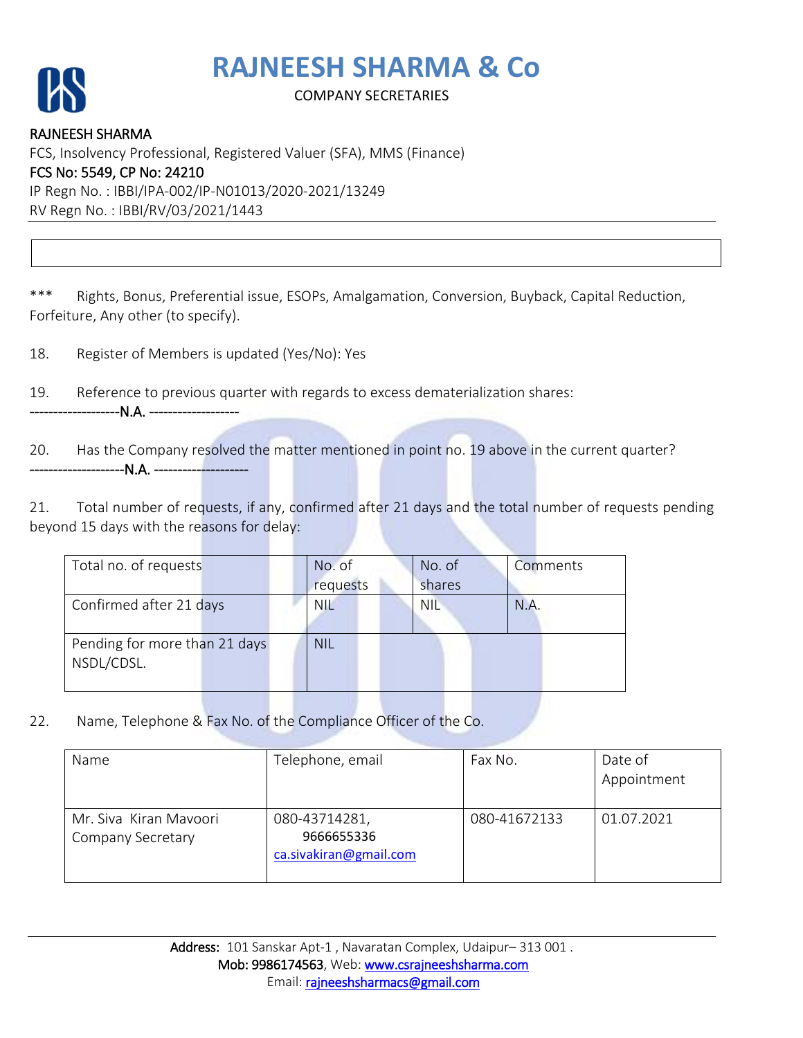*** Rights, Bonus, Preferential issue, ESOPs, Amalgamation, Conversion, Buyback, Capital Reduction, Forfeiture, Any other (to specify).

18. Register of Members is updated (Yes/No): Yes

19. Reference to previous quarter with regards to excess dematerialization shares:
-------------------N.A. -------------------

20. Has the Company resolved the matter mentioned in point no. 19 above in the current quarter?
--------------------N.A. --------------------

21. Total number of requests, if any, confirmed after 21 days and the total number of requests pending beyond 15 days with the reasons for delay:

| Total no. of requests | No. of requests | No. of shares | Comments |
|---|---|---|---|
| Confirmed after 21 days | NIL | NIL | N.A. |
| Pending for more than 21 days NSDL/CDSL. | NIL | | |

22. Name, Telephone & Fax No. of the Compliance Officer of the Co.

| Name | Telephone, email | Fax No. | Date of Appointment |
|---|---|---|---|
| Mr. Siva Kiran Mavoori Company Secretary | 080-43714281, 9666655336 ca.sivakiran@gmail.com | 080-41672133 | 01.07.2021 |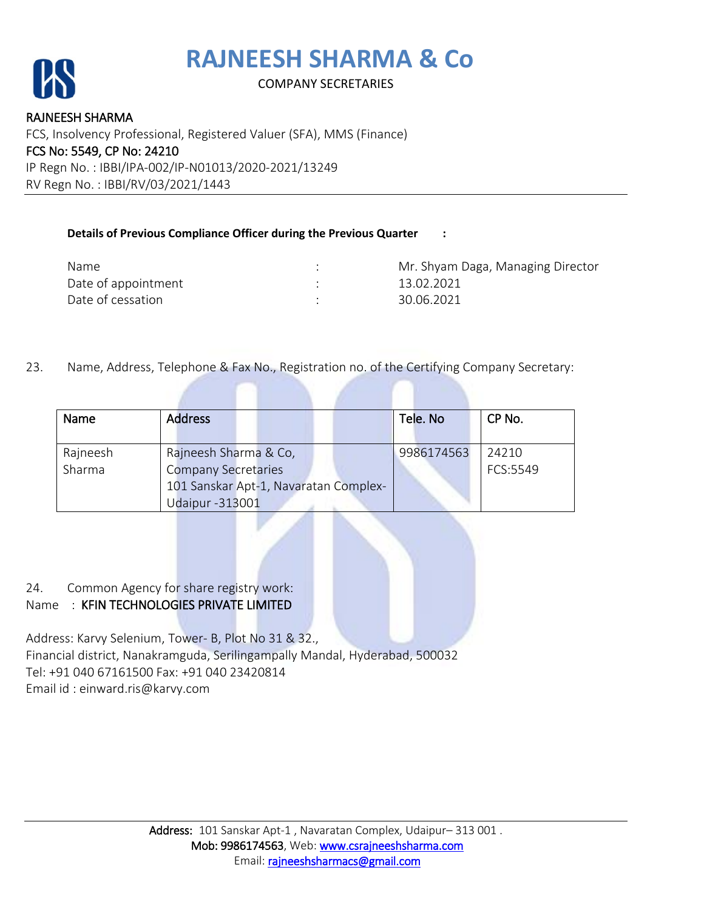**Details of Previous Compliance Officer during the Previous Quarter :**

| | | |
|---|---|---|
| Name | : | Mr. Shyam Daga, Managing Director |
| Date of appointment | : | 13.02.2021 |
| Date of cessation | : | 30.06.2021 |

23. Name, Address, Telephone & Fax No., Registration no. of the Certifying Company Secretary:

| Name | Address | Tele. No | CP No. |
|---|---|---|---|
| Rajneesh Sharma | Rajneesh Sharma & Co, Company Secretaries 101 Sanskar Apt-1, Navaratan Complex- Udaipur -313001 | 9986174563 | 24210 FCS:5549 |

24. Common Agency for share registry work:

Name : KFIN TECHNOLOGIES PRIVATE LIMITED

Address: Karvy Selenium, Tower- B, Plot No 31 & 32.,
Financial district, Nanakramguda, Serilingampally Mandal, Hyderabad, 500032
Tel: +91 040 67161500 Fax: +91 040 23420814
Email id : einward.ris@karvy.com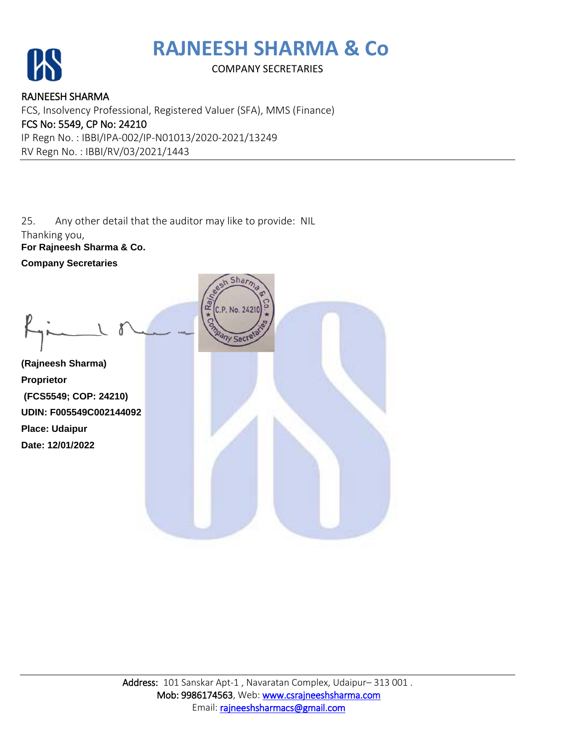# RAJNEESH SHARMA & Co

COMPANY SECRETARIES

RAJNEESH SHARMA
FCS, Insolvency Professional, Registered Valuer (SFA), MMS (Finance)
FCS No: 5549, CP No: 24210
IP Regn No. : IBBI/IPA-002/IP-N01013/2020-2021/13249
RV Regn No. : IBBI/RV/03/2021/1443

---

25. Any other detail that the auditor may like to provide: NIL

Thanking you,

**For Rajneesh Sharma & Co.**

**Company Secretaries**

**(Rajneesh Sharma)**

**Proprietor**

**(FCS5549; COP: 24210)**

**UDIN: F005549C002144092**

**Place: Udaipur**

**Date: 12/01/2022**

---

Address: 101 Sanskar Apt-1 , Navaratan Complex, Udaipur– 313 001 .
Mob: 9986174563, Web: www.csrajneeshsharma.com
Email: rajneeshsharmacs@gmail.com